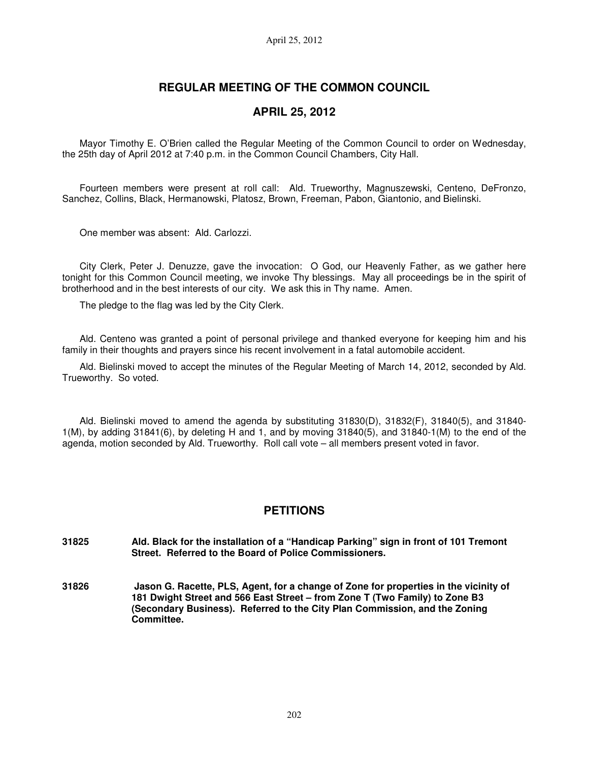# REGULAR MEETING OF THE COMMON COUNCIL

## APRIL 25, 2012

Mayor Timothy E. O'Brien called the Regular Meeting of the Common Council to order on Wednesday, the 25th day of April 2012 at 7:40 p.m. in the Common Council Chambers, City Hall.

Fourteen members were present at roll call: Ald. Trueworthy, Magnuszewski, Centeno, DeFronzo, Sanchez, Collins, Black, Hermanowski, Platosz, Brown, Freeman, Pabon, Giantonio, and Bielinski.

One member was absent: Ald. Carlozzi.

City Clerk, Peter J. Denuzze, gave the invocation: O God, our Heavenly Father, as we gather here tonight for this Common Council meeting, we invoke Thy blessings. May all proceedings be in the spirit of brotherhood and in the best interests of our city. We ask this in Thy name. Amen.

The pledge to the flag was led by the City Clerk.

Ald. Centeno was granted a point of personal privilege and thanked everyone for keeping him and his family in their thoughts and prayers since his recent involvement in a fatal automobile accident.

Ald. Bielinski moved to accept the minutes of the Regular Meeting of March 14, 2012, seconded by Ald. Trueworthy. So voted.

Ald. Bielinski moved to amend the agenda by substituting 31830(D), 31832(F), 31840(5), and 31840-1(M), by adding 31841(6), by deleting H and 1, and by moving 31840(5), and 31840-1(M) to the end of the agenda, motion seconded by Ald. Trueworthy. Roll call vote – all members present voted in favor.

## PETITIONS

**31825 Ald. Black for the installation of a "Handicap Parking" sign in front of 101 Tremont Street. Referred to the Board of Police Commissioners.**

**31826 Jason G. Racette, PLS, Agent, for a change of Zone for properties in the vicinity of 181 Dwight Street and 566 East Street – from Zone T (Two Family) to Zone B3 (Secondary Business). Referred to the City Plan Commission, and the Zoning Committee.**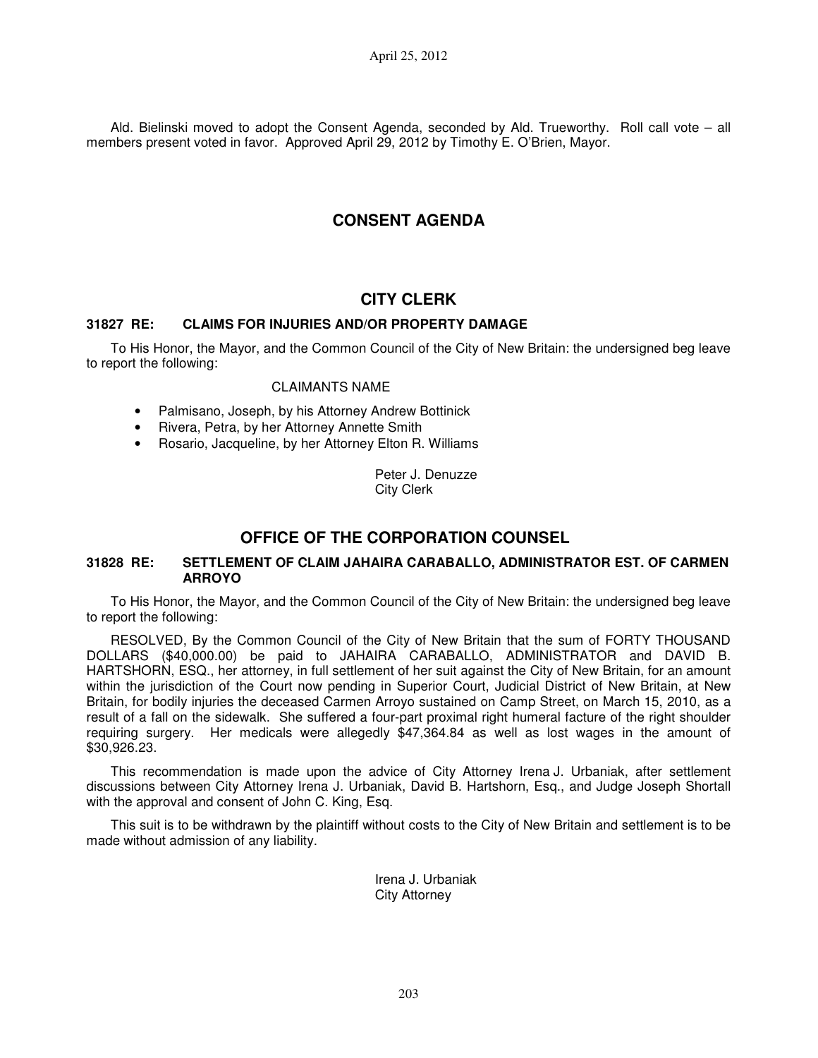Ald. Bielinski moved to adopt the Consent Agenda, seconded by Ald. Trueworthy. Roll call vote – all members present voted in favor. Approved April 29, 2012 by Timothy E. O'Brien, Mayor.

# CONSENT AGENDA

## CITY CLERK

### 31827 RE: CLAIMS FOR INJURIES AND/OR PROPERTY DAMAGE

To His Honor, the Mayor, and the Common Council of the City of New Britain: the undersigned beg leave to report the following:

CLAIMANTS NAME

- Palmisano, Joseph, by his Attorney Andrew Bottinick
- Rivera, Petra, by her Attorney Annette Smith
- Rosario, Jacqueline, by her Attorney Elton R. Williams

Peter J. Denuzze
City Clerk

## OFFICE OF THE CORPORATION COUNSEL

### 31828 RE: SETTLEMENT OF CLAIM JAHAIRA CARABALLO, ADMINISTRATOR EST. OF CARMEN ARROYO

To His Honor, the Mayor, and the Common Council of the City of New Britain: the undersigned beg leave to report the following:

RESOLVED, By the Common Council of the City of New Britain that the sum of FORTY THOUSAND DOLLARS ($40,000.00) be paid to JAHAIRA CARABALLO, ADMINISTRATOR and DAVID B. HARTSHORN, ESQ., her attorney, in full settlement of her suit against the City of New Britain, for an amount within the jurisdiction of the Court now pending in Superior Court, Judicial District of New Britain, at New Britain, for bodily injuries the deceased Carmen Arroyo sustained on Camp Street, on March 15, 2010, as a result of a fall on the sidewalk. She suffered a four-part proximal right humeral facture of the right shoulder requiring surgery. Her medicals were allegedly $47,364.84 as well as lost wages in the amount of $30,926.23.

This recommendation is made upon the advice of City Attorney Irena J. Urbaniak, after settlement discussions between City Attorney Irena J. Urbaniak, David B. Hartshorn, Esq., and Judge Joseph Shortall with the approval and consent of John C. King, Esq.

This suit is to be withdrawn by the plaintiff without costs to the City of New Britain and settlement is to be made without admission of any liability.

Irena J. Urbaniak
City Attorney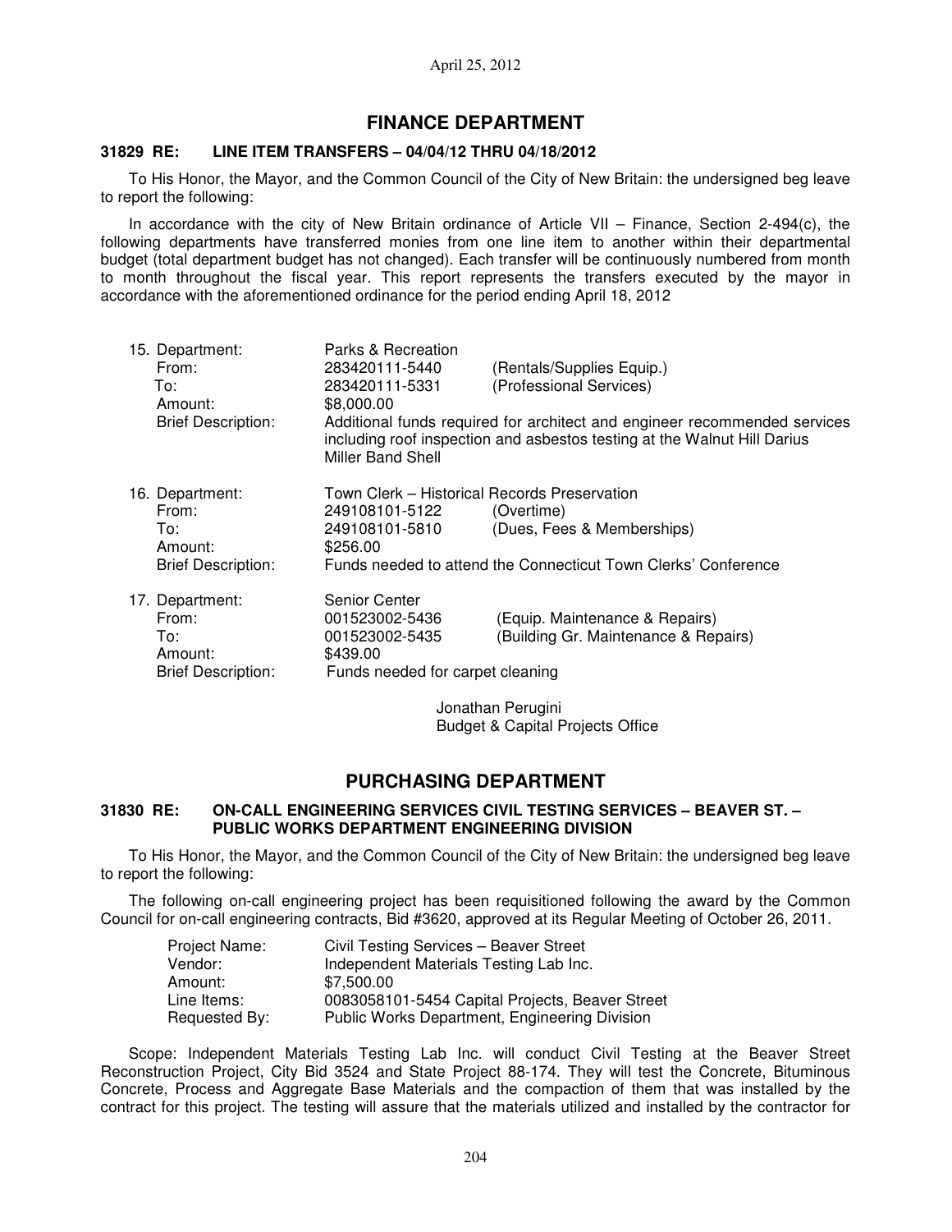## FINANCE DEPARTMENT

**31829 RE: LINE ITEM TRANSFERS – 04/04/12 THRU 04/18/2012**

To His Honor, the Mayor, and the Common Council of the City of New Britain: the undersigned beg leave to report the following:

In accordance with the city of New Britain ordinance of Article VII – Finance, Section 2-494(c), the following departments have transferred monies from one line item to another within their departmental budget (total department budget has not changed). Each transfer will be continuously numbered from month to month throughout the fiscal year. This report represents the transfers executed by the mayor in accordance with the aforementioned ordinance for the period ending April 18, 2012

15. Department: Parks & Recreation
    From: 283420111-5440 (Rentals/Supplies Equip.)
    To: 283420111-5331 (Professional Services)
    Amount: $8,000.00
    Brief Description: Additional funds required for architect and engineer recommended services including roof inspection and asbestos testing at the Walnut Hill Darius Miller Band Shell

16. Department: Town Clerk – Historical Records Preservation
    From: 249108101-5122 (Overtime)
    To: 249108101-5810 (Dues, Fees & Memberships)
    Amount: $256.00
    Brief Description: Funds needed to attend the Connecticut Town Clerks' Conference

17. Department: Senior Center
    From: 001523002-5436 (Equip. Maintenance & Repairs)
    To: 001523002-5435 (Building Gr. Maintenance & Repairs)
    Amount: $439.00
    Brief Description: Funds needed for carpet cleaning

Jonathan Perugini
Budget & Capital Projects Office

## PURCHASING DEPARTMENT

**31830 RE: ON-CALL ENGINEERING SERVICES CIVIL TESTING SERVICES – BEAVER ST. – PUBLIC WORKS DEPARTMENT ENGINEERING DIVISION**

To His Honor, the Mayor, and the Common Council of the City of New Britain: the undersigned beg leave to report the following:

The following on-call engineering project has been requisitioned following the award by the Common Council for on-call engineering contracts, Bid #3620, approved at its Regular Meeting of October 26, 2011.

Project Name: Civil Testing Services – Beaver Street
Vendor: Independent Materials Testing Lab Inc.
Amount: $7,500.00
Line Items: 0083058101-5454 Capital Projects, Beaver Street
Requested By: Public Works Department, Engineering Division

Scope: Independent Materials Testing Lab Inc. will conduct Civil Testing at the Beaver Street Reconstruction Project, City Bid 3524 and State Project 88-174. They will test the Concrete, Bituminous Concrete, Process and Aggregate Base Materials and the compaction of them that was installed by the contract for this project. The testing will assure that the materials utilized and installed by the contractor for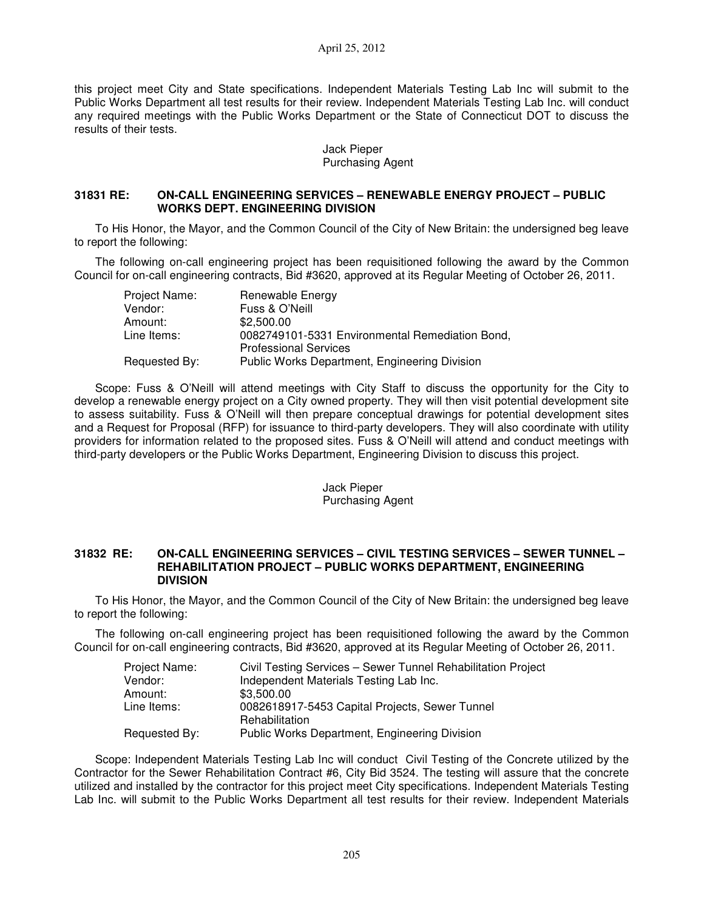this project meet City and State specifications. Independent Materials Testing Lab Inc will submit to the Public Works Department all test results for their review. Independent Materials Testing Lab Inc. will conduct any required meetings with the Public Works Department or the State of Connecticut DOT to discuss the results of their tests.

Jack Pieper
Purchasing Agent

**31831 RE: ON-CALL ENGINEERING SERVICES – RENEWABLE ENERGY PROJECT – PUBLIC WORKS DEPT. ENGINEERING DIVISION**

To His Honor, the Mayor, and the Common Council of the City of New Britain: the undersigned beg leave to report the following:

The following on-call engineering project has been requisitioned following the award by the Common Council for on-call engineering contracts, Bid #3620, approved at its Regular Meeting of October 26, 2011.

| | |
|---|---|
| Project Name: | Renewable Energy |
| Vendor: | Fuss & O'Neill |
| Amount: | $2,500.00 |
| Line Items: | 0082749101-5331 Environmental Remediation Bond, Professional Services |
| Requested By: | Public Works Department, Engineering Division |

Scope: Fuss & O'Neill will attend meetings with City Staff to discuss the opportunity for the City to develop a renewable energy project on a City owned property. They will then visit potential development site to assess suitability. Fuss & O'Neill will then prepare conceptual drawings for potential development sites and a Request for Proposal (RFP) for issuance to third-party developers. They will also coordinate with utility providers for information related to the proposed sites. Fuss & O'Neill will attend and conduct meetings with third-party developers or the Public Works Department, Engineering Division to discuss this project.

Jack Pieper
Purchasing Agent

**31832 RE: ON-CALL ENGINEERING SERVICES – CIVIL TESTING SERVICES – SEWER TUNNEL – REHABILITATION PROJECT – PUBLIC WORKS DEPARTMENT, ENGINEERING DIVISION**

To His Honor, the Mayor, and the Common Council of the City of New Britain: the undersigned beg leave to report the following:

The following on-call engineering project has been requisitioned following the award by the Common Council for on-call engineering contracts, Bid #3620, approved at its Regular Meeting of October 26, 2011.

| | |
|---|---|
| Project Name: | Civil Testing Services – Sewer Tunnel Rehabilitation Project |
| Vendor: | Independent Materials Testing Lab Inc. |
| Amount: | $3,500.00 |
| Line Items: | 0082618917-5453 Capital Projects, Sewer Tunnel Rehabilitation |
| Requested By: | Public Works Department, Engineering Division |

Scope: Independent Materials Testing Lab Inc will conduct Civil Testing of the Concrete utilized by the Contractor for the Sewer Rehabilitation Contract #6, City Bid 3524. The testing will assure that the concrete utilized and installed by the contractor for this project meet City specifications. Independent Materials Testing Lab Inc. will submit to the Public Works Department all test results for their review. Independent Materials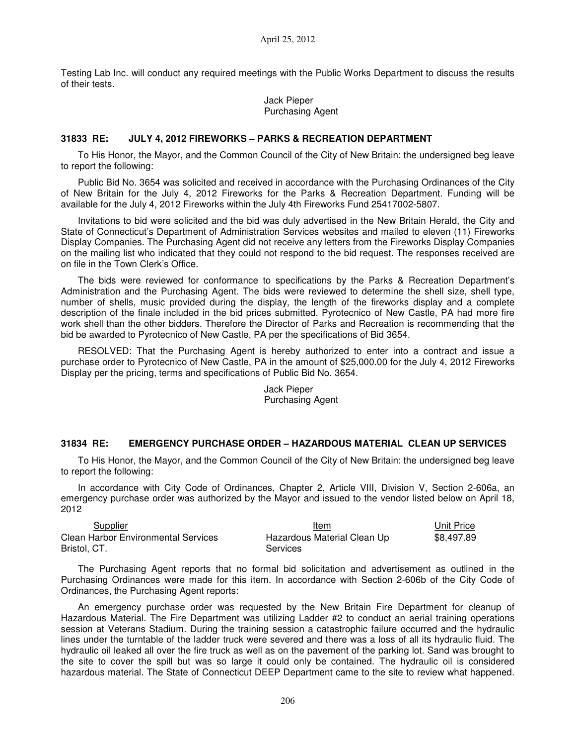Testing Lab Inc. will conduct any required meetings with the Public Works Department to discuss the results of their tests.

Jack Pieper
Purchasing Agent

### 31833 RE: JULY 4, 2012 FIREWORKS – PARKS & RECREATION DEPARTMENT

To His Honor, the Mayor, and the Common Council of the City of New Britain: the undersigned beg leave to report the following:

Public Bid No. 3654 was solicited and received in accordance with the Purchasing Ordinances of the City of New Britain for the July 4, 2012 Fireworks for the Parks & Recreation Department. Funding will be available for the July 4, 2012 Fireworks within the July 4th Fireworks Fund 25417002-5807.

Invitations to bid were solicited and the bid was duly advertised in the New Britain Herald, the City and State of Connecticut's Department of Administration Services websites and mailed to eleven (11) Fireworks Display Companies. The Purchasing Agent did not receive any letters from the Fireworks Display Companies on the mailing list who indicated that they could not respond to the bid request. The responses received are on file in the Town Clerk's Office.

The bids were reviewed for conformance to specifications by the Parks & Recreation Department's Administration and the Purchasing Agent. The bids were reviewed to determine the shell size, shell type, number of shells, music provided during the display, the length of the fireworks display and a complete description of the finale included in the bid prices submitted. Pyrotecnico of New Castle, PA had more fire work shell than the other bidders. Therefore the Director of Parks and Recreation is recommending that the bid be awarded to Pyrotecnico of New Castle, PA per the specifications of Bid 3654.

RESOLVED: That the Purchasing Agent is hereby authorized to enter into a contract and issue a purchase order to Pyrotecnico of New Castle, PA in the amount of $25,000.00 for the July 4, 2012 Fireworks Display per the pricing, terms and specifications of Public Bid No. 3654.

Jack Pieper
Purchasing Agent

### 31834 RE: EMERGENCY PURCHASE ORDER – HAZARDOUS MATERIAL CLEAN UP SERVICES

To His Honor, the Mayor, and the Common Council of the City of New Britain: the undersigned beg leave to report the following:

In accordance with City Code of Ordinances, Chapter 2, Article VIII, Division V, Section 2-606a, an emergency purchase order was authorized by the Mayor and issued to the vendor listed below on April 18, 2012

| Supplier | Item | Unit Price |
|---|---|---|
| Clean Harbor Environmental Services Bristol, CT. | Hazardous Material Clean Up Services | $8,497.89 |

The Purchasing Agent reports that no formal bid solicitation and advertisement as outlined in the Purchasing Ordinances were made for this item. In accordance with Section 2-606b of the City Code of Ordinances, the Purchasing Agent reports:

An emergency purchase order was requested by the New Britain Fire Department for cleanup of Hazardous Material. The Fire Department was utilizing Ladder #2 to conduct an aerial training operations session at Veterans Stadium. During the training session a catastrophic failure occurred and the hydraulic lines under the turntable of the ladder truck were severed and there was a loss of all its hydraulic fluid. The hydraulic oil leaked all over the fire truck as well as on the pavement of the parking lot. Sand was brought to the site to cover the spill but was so large it could only be contained. The hydraulic oil is considered hazardous material. The State of Connecticut DEEP Department came to the site to review what happened.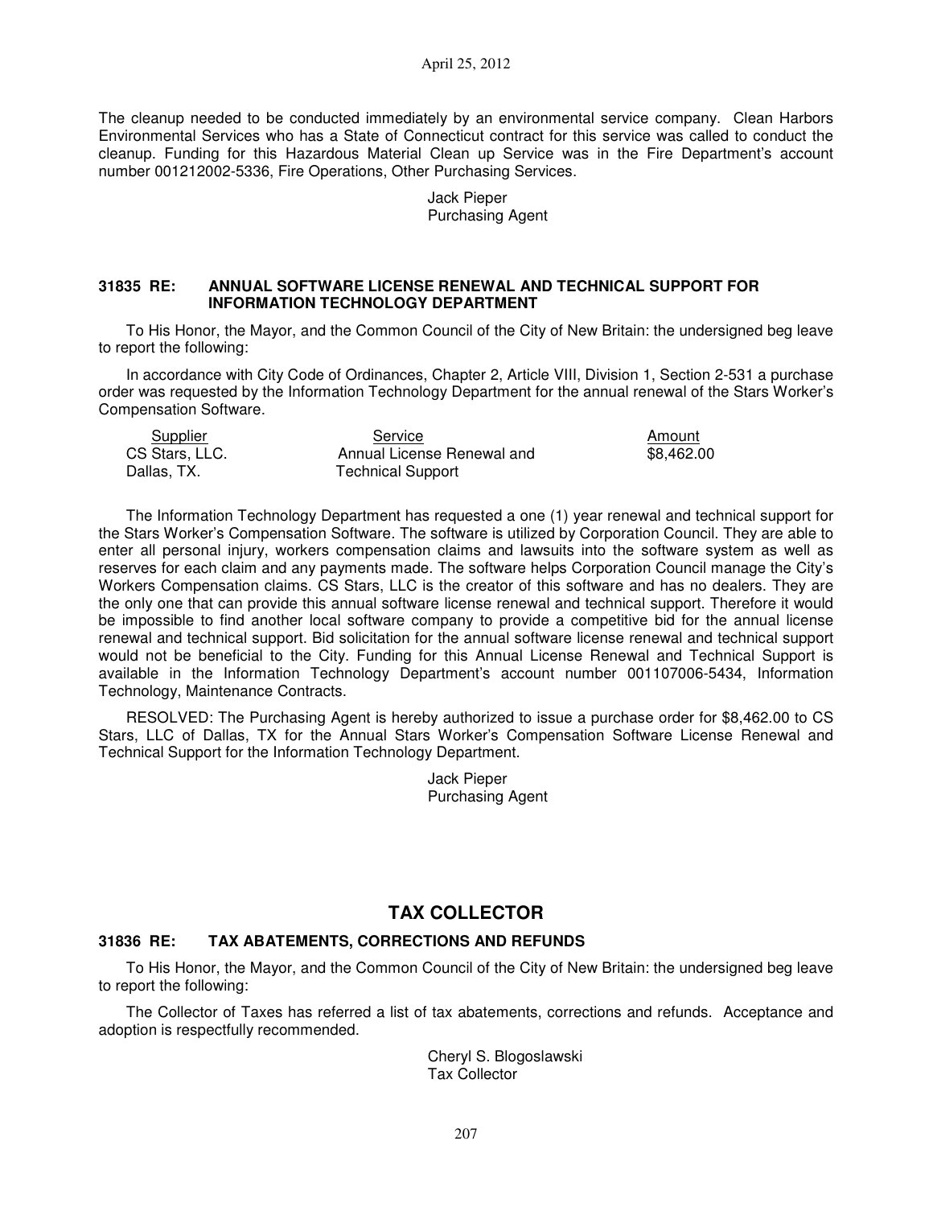The cleanup needed to be conducted immediately by an environmental service company. Clean Harbors Environmental Services who has a State of Connecticut contract for this service was called to conduct the cleanup. Funding for this Hazardous Material Clean up Service was in the Fire Department's account number 001212002-5336, Fire Operations, Other Purchasing Services.

Jack Pieper
Purchasing Agent

**31835 RE: ANNUAL SOFTWARE LICENSE RENEWAL AND TECHNICAL SUPPORT FOR INFORMATION TECHNOLOGY DEPARTMENT**

To His Honor, the Mayor, and the Common Council of the City of New Britain: the undersigned beg leave to report the following:

In accordance with City Code of Ordinances, Chapter 2, Article VIII, Division 1, Section 2-531 a purchase order was requested by the Information Technology Department for the annual renewal of the Stars Worker's Compensation Software.

| Supplier | Service | Amount |
|---|---|---|
| CS Stars, LLC.<br>Dallas, TX. | Annual License Renewal and<br>Technical Support | $8,462.00 |

The Information Technology Department has requested a one (1) year renewal and technical support for the Stars Worker's Compensation Software. The software is utilized by Corporation Council. They are able to enter all personal injury, workers compensation claims and lawsuits into the software system as well as reserves for each claim and any payments made. The software helps Corporation Council manage the City's Workers Compensation claims. CS Stars, LLC is the creator of this software and has no dealers. They are the only one that can provide this annual software license renewal and technical support. Therefore it would be impossible to find another local software company to provide a competitive bid for the annual license renewal and technical support. Bid solicitation for the annual software license renewal and technical support would not be beneficial to the City. Funding for this Annual License Renewal and Technical Support is available in the Information Technology Department's account number 001107006-5434, Information Technology, Maintenance Contracts.

RESOLVED: The Purchasing Agent is hereby authorized to issue a purchase order for $8,462.00 to CS Stars, LLC of Dallas, TX for the Annual Stars Worker's Compensation Software License Renewal and Technical Support for the Information Technology Department.

Jack Pieper
Purchasing Agent

## TAX COLLECTOR

**31836 RE: TAX ABATEMENTS, CORRECTIONS AND REFUNDS**

To His Honor, the Mayor, and the Common Council of the City of New Britain: the undersigned beg leave to report the following:

The Collector of Taxes has referred a list of tax abatements, corrections and refunds. Acceptance and adoption is respectfully recommended.

Cheryl S. Blogoslawski
Tax Collector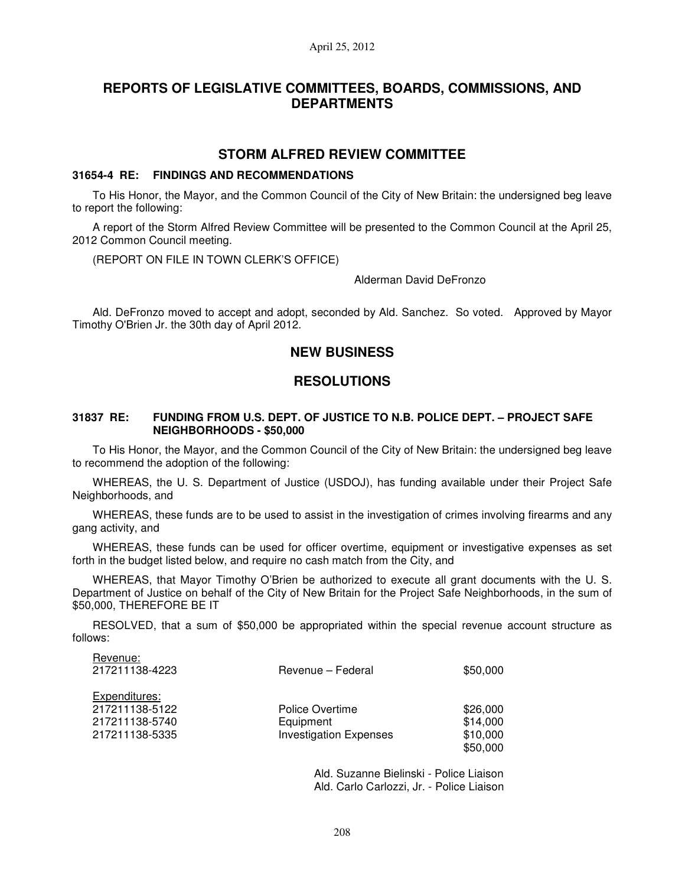# REPORTS OF LEGISLATIVE COMMITTEES, BOARDS, COMMISSIONS, AND DEPARTMENTS

## STORM ALFRED REVIEW COMMITTEE

### 31654-4 RE: FINDINGS AND RECOMMENDATIONS

To His Honor, the Mayor, and the Common Council of the City of New Britain: the undersigned beg leave to report the following:

A report of the Storm Alfred Review Committee will be presented to the Common Council at the April 25, 2012 Common Council meeting.

(REPORT ON FILE IN TOWN CLERK'S OFFICE)

Alderman David DeFronzo

Ald. DeFronzo moved to accept and adopt, seconded by Ald. Sanchez. So voted. Approved by Mayor Timothy O'Brien Jr. the 30th day of April 2012.

## NEW BUSINESS

## RESOLUTIONS

### 31837 RE: FUNDING FROM U.S. DEPT. OF JUSTICE TO N.B. POLICE DEPT. – PROJECT SAFE NEIGHBORHOODS - $50,000

To His Honor, the Mayor, and the Common Council of the City of New Britain: the undersigned beg leave to recommend the adoption of the following:

WHEREAS, the U. S. Department of Justice (USDOJ), has funding available under their Project Safe Neighborhoods, and

WHEREAS, these funds are to be used to assist in the investigation of crimes involving firearms and any gang activity, and

WHEREAS, these funds can be used for officer overtime, equipment or investigative expenses as set forth in the budget listed below, and require no cash match from the City, and

WHEREAS, that Mayor Timothy O'Brien be authorized to execute all grant documents with the U. S. Department of Justice on behalf of the City of New Britain for the Project Safe Neighborhoods, in the sum of $50,000, THEREFORE BE IT

RESOLVED, that a sum of $50,000 be appropriated within the special revenue account structure as follows:

| | | |
|---|---|---|
| Revenue: | | |
| 217211138-4223 | Revenue – Federal | $50,000 |
| Expenditures: | | |
| 217211138-5122 | Police Overtime | $26,000 |
| 217211138-5740 | Equipment | $14,000 |
| 217211138-5335 | Investigation Expenses | $10,000 |
| | | $50,000 |

Ald. Suzanne Bielinski - Police Liaison
Ald. Carlo Carlozzi, Jr. - Police Liaison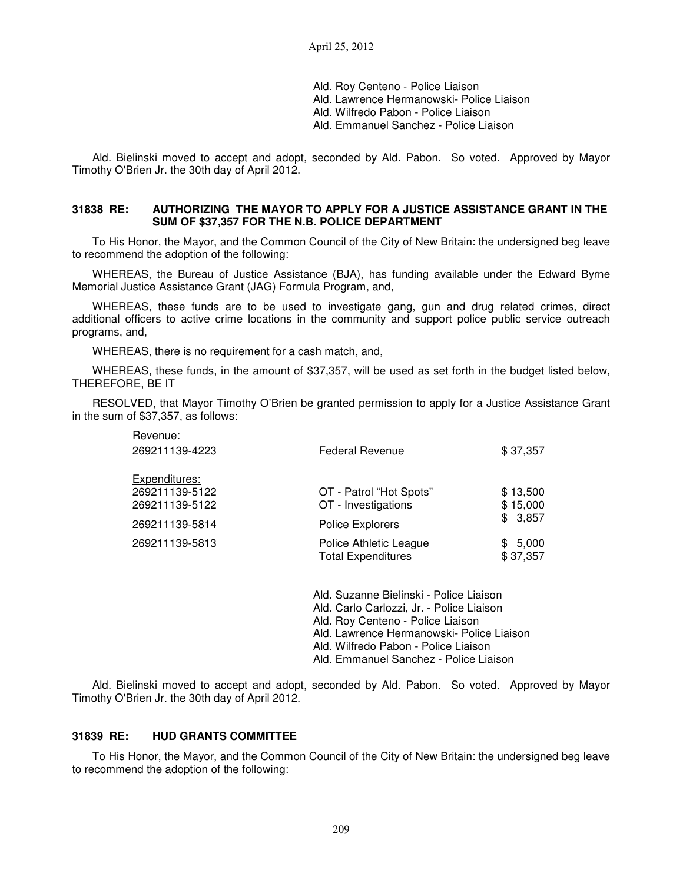Ald. Roy Centeno - Police Liaison
Ald. Lawrence Hermanowski- Police Liaison
Ald. Wilfredo Pabon - Police Liaison
Ald. Emmanuel Sanchez - Police Liaison

Ald. Bielinski moved to accept and adopt, seconded by Ald. Pabon. So voted. Approved by Mayor Timothy O'Brien Jr. the 30th day of April 2012.

**31838 RE: AUTHORIZING THE MAYOR TO APPLY FOR A JUSTICE ASSISTANCE GRANT IN THE SUM OF $37,357 FOR THE N.B. POLICE DEPARTMENT**

To His Honor, the Mayor, and the Common Council of the City of New Britain: the undersigned beg leave to recommend the adoption of the following:

WHEREAS, the Bureau of Justice Assistance (BJA), has funding available under the Edward Byrne Memorial Justice Assistance Grant (JAG) Formula Program, and,

WHEREAS, these funds are to be used to investigate gang, gun and drug related crimes, direct additional officers to active crime locations in the community and support police public service outreach programs, and,

WHEREAS, there is no requirement for a cash match, and,

WHEREAS, these funds, in the amount of $37,357, will be used as set forth in the budget listed below, THEREFORE, BE IT

RESOLVED, that Mayor Timothy O'Brien be granted permission to apply for a Justice Assistance Grant in the sum of $37,357, as follows:

| | | |
|---|---|---|
| Revenue: | | |
| 269211139-4223 | Federal Revenue | $ 37,357 |
| | | |
| Expenditures: | | |
| 269211139-5122 | OT - Patrol "Hot Spots" | $ 13,500 |
| 269211139-5122 | OT - Investigations | $ 15,000 |
| 269211139-5814 | Police Explorers | $ 3,857 |
| 269211139-5813 | Police Athletic League | $ 5,000 |
| | Total Expenditures | $ 37,357 |

Ald. Suzanne Bielinski - Police Liaison
Ald. Carlo Carlozzi, Jr. - Police Liaison
Ald. Roy Centeno - Police Liaison
Ald. Lawrence Hermanowski- Police Liaison
Ald. Wilfredo Pabon - Police Liaison
Ald. Emmanuel Sanchez - Police Liaison

Ald. Bielinski moved to accept and adopt, seconded by Ald. Pabon. So voted. Approved by Mayor Timothy O'Brien Jr. the 30th day of April 2012.

**31839 RE: HUD GRANTS COMMITTEE**

To His Honor, the Mayor, and the Common Council of the City of New Britain: the undersigned beg leave to recommend the adoption of the following: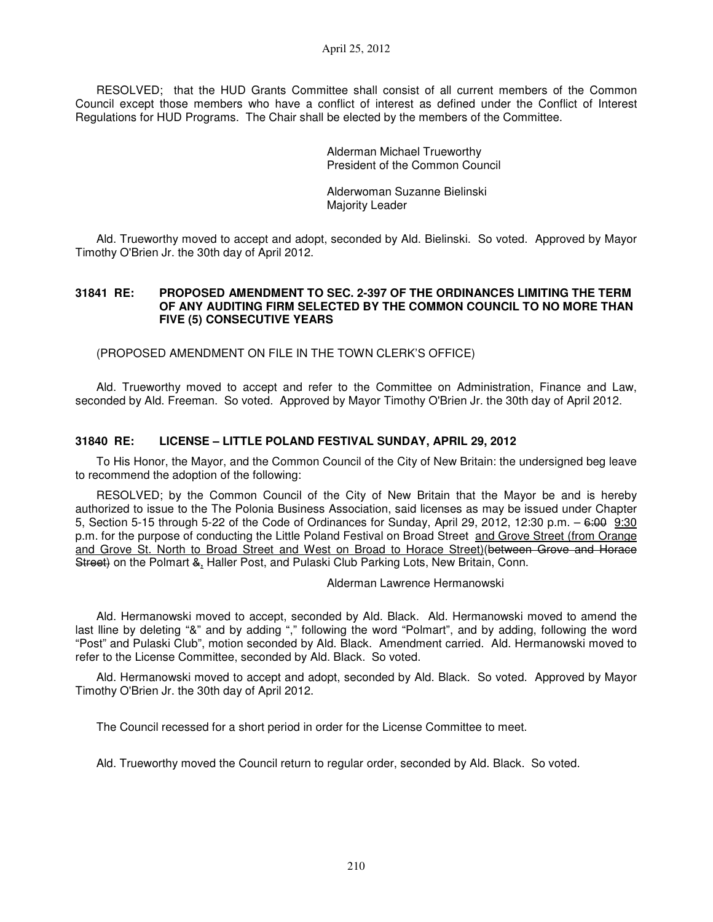RESOLVED; that the HUD Grants Committee shall consist of all current members of the Common Council except those members who have a conflict of interest as defined under the Conflict of Interest Regulations for HUD Programs. The Chair shall be elected by the members of the Committee.

Alderman Michael Trueworthy
President of the Common Council

Alderwoman Suzanne Bielinski
Majority Leader

Ald. Trueworthy moved to accept and adopt, seconded by Ald. Bielinski. So voted. Approved by Mayor Timothy O'Brien Jr. the 30th day of April 2012.

### 31841 RE: PROPOSED AMENDMENT TO SEC. 2-397 OF THE ORDINANCES LIMITING THE TERM OF ANY AUDITING FIRM SELECTED BY THE COMMON COUNCIL TO NO MORE THAN FIVE (5) CONSECUTIVE YEARS

(PROPOSED AMENDMENT ON FILE IN THE TOWN CLERK'S OFFICE)

Ald. Trueworthy moved to accept and refer to the Committee on Administration, Finance and Law, seconded by Ald. Freeman. So voted. Approved by Mayor Timothy O'Brien Jr. the 30th day of April 2012.

### 31840 RE: LICENSE – LITTLE POLAND FESTIVAL SUNDAY, APRIL 29, 2012

To His Honor, the Mayor, and the Common Council of the City of New Britain: the undersigned beg leave to recommend the adoption of the following:

RESOLVED; by the Common Council of the City of New Britain that the Mayor be and is hereby authorized to issue to the The Polonia Business Association, said licenses as may be issued under Chapter 5, Section 5-15 through 5-22 of the Code of Ordinances for Sunday, April 29, 2012, 12:30 p.m. – ~~6:00~~ 9:30 p.m. for the purpose of conducting the Little Poland Festival on Broad Street and Grove Street (from Orange and Grove St. North to Broad Street and West on Broad to Horace Street)~~(between Grove and Horace Street)~~ on the Polmart ~~&~~, Haller Post, and Pulaski Club Parking Lots, New Britain, Conn.

Alderman Lawrence Hermanowski

Ald. Hermanowski moved to accept, seconded by Ald. Black. Ald. Hermanowski moved to amend the last lline by deleting "&" and by adding "," following the word "Polmart", and by adding, following the word "Post" and Pulaski Club", motion seconded by Ald. Black. Amendment carried. Ald. Hermanowski moved to refer to the License Committee, seconded by Ald. Black. So voted.

Ald. Hermanowski moved to accept and adopt, seconded by Ald. Black. So voted. Approved by Mayor Timothy O'Brien Jr. the 30th day of April 2012.

The Council recessed for a short period in order for the License Committee to meet.

Ald. Trueworthy moved the Council return to regular order, seconded by Ald. Black. So voted.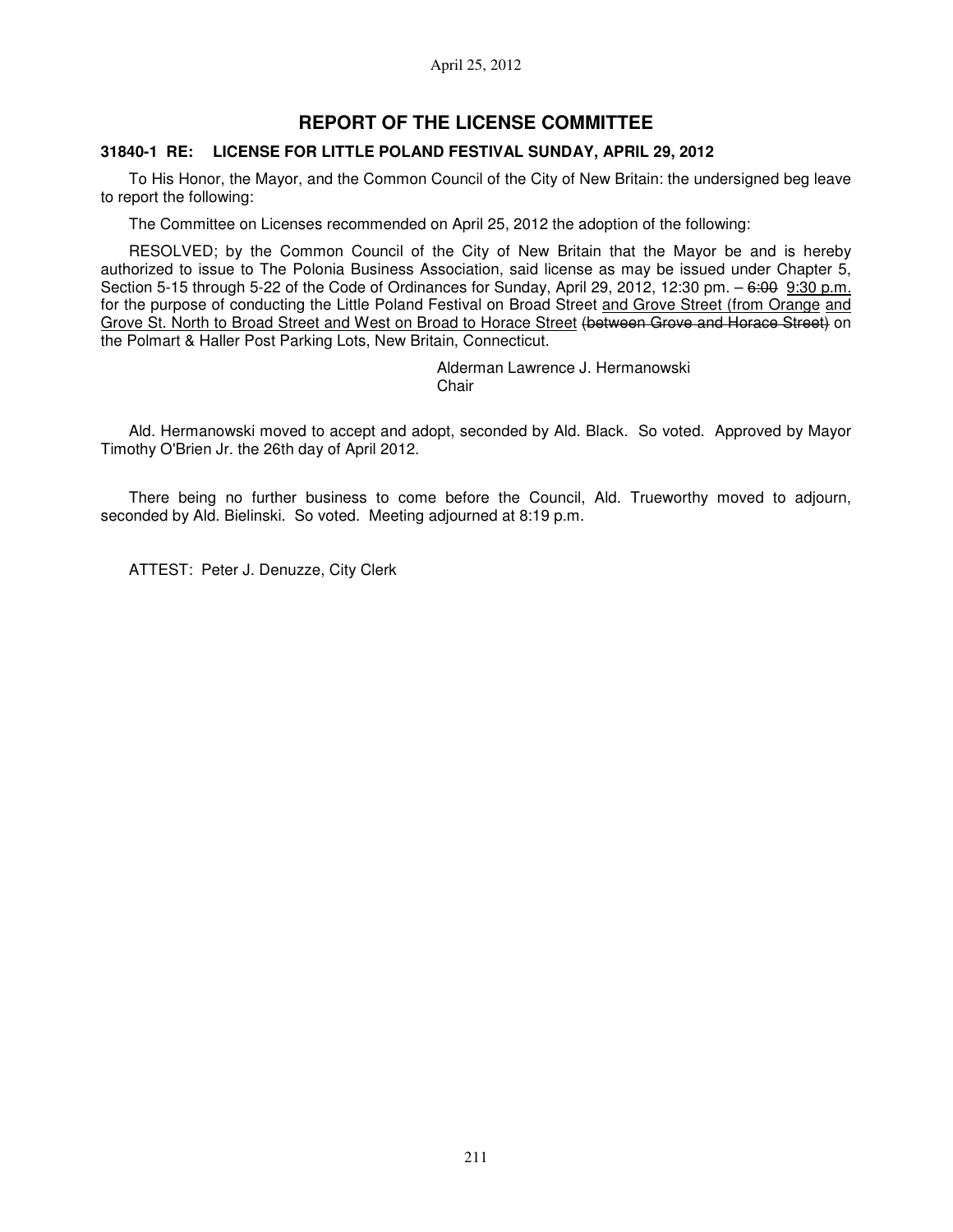# REPORT OF THE LICENSE COMMITTEE

**31840-1 RE: LICENSE FOR LITTLE POLAND FESTIVAL SUNDAY, APRIL 29, 2012**

To His Honor, the Mayor, and the Common Council of the City of New Britain: the undersigned beg leave to report the following:

The Committee on Licenses recommended on April 25, 2012 the adoption of the following:

RESOLVED; by the Common Council of the City of New Britain that the Mayor be and is hereby authorized to issue to The Polonia Business Association, said license as may be issued under Chapter 5, Section 5-15 through 5-22 of the Code of Ordinances for Sunday, April 29, 2012, 12:30 pm. – ~~6:00~~ <u>9:30 p.m.</u> for the purpose of conducting the Little Poland Festival on Broad Street <u>and Grove Street (from Orange and Grove St. North to Broad Street and West on Broad to Horace Street</u> ~~(between Grove and Horace Street)~~ on the Polmart & Haller Post Parking Lots, New Britain, Connecticut.

Alderman Lawrence J. Hermanowski
Chair

Ald. Hermanowski moved to accept and adopt, seconded by Ald. Black. So voted. Approved by Mayor Timothy O'Brien Jr. the 26th day of April 2012.

There being no further business to come before the Council, Ald. Trueworthy moved to adjourn, seconded by Ald. Bielinski. So voted. Meeting adjourned at 8:19 p.m.

ATTEST: Peter J. Denuzze, City Clerk